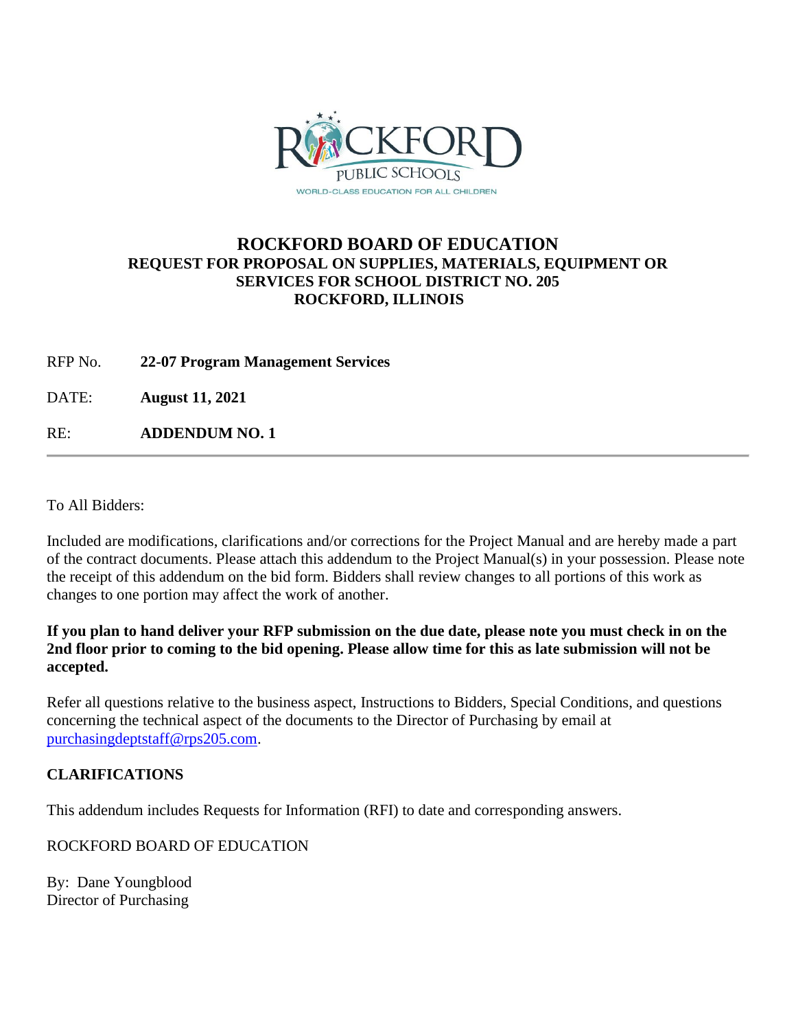# ROCKFORD BOARD OF EDUCATION

### REQUEST FOR PROPOSAL ON SUPPLIES, MATERIALS, EQUIPMENT OR SERVICES FOR SCHOOL DISTRICT NO. 205
### ROCKFORD, ILLINOIS

RFP No. **22-07 Program Management Services**

DATE: **August 11, 2021**

RE: **ADDENDUM NO. 1**

---

To All Bidders:

Included are modifications, clarifications and/or corrections for the Project Manual and are hereby made a part of the contract documents. Please attach this addendum to the Project Manual(s) in your possession. Please note the receipt of this addendum on the bid form. Bidders shall review changes to all portions of this work as changes to one portion may affect the work of another.

**If you plan to hand deliver your RFP submission on the due date, please note you must check in on the 2nd floor prior to coming to the bid opening. Please allow time for this as late submission will not be accepted.**

Refer all questions relative to the business aspect, Instructions to Bidders, Special Conditions, and questions concerning the technical aspect of the documents to the Director of Purchasing by email at purchasingdeptstaff@rps205.com.

**CLARIFICATIONS**

This addendum includes Requests for Information (RFI) to date and corresponding answers.

ROCKFORD BOARD OF EDUCATION

By: Dane Youngblood
Director of Purchasing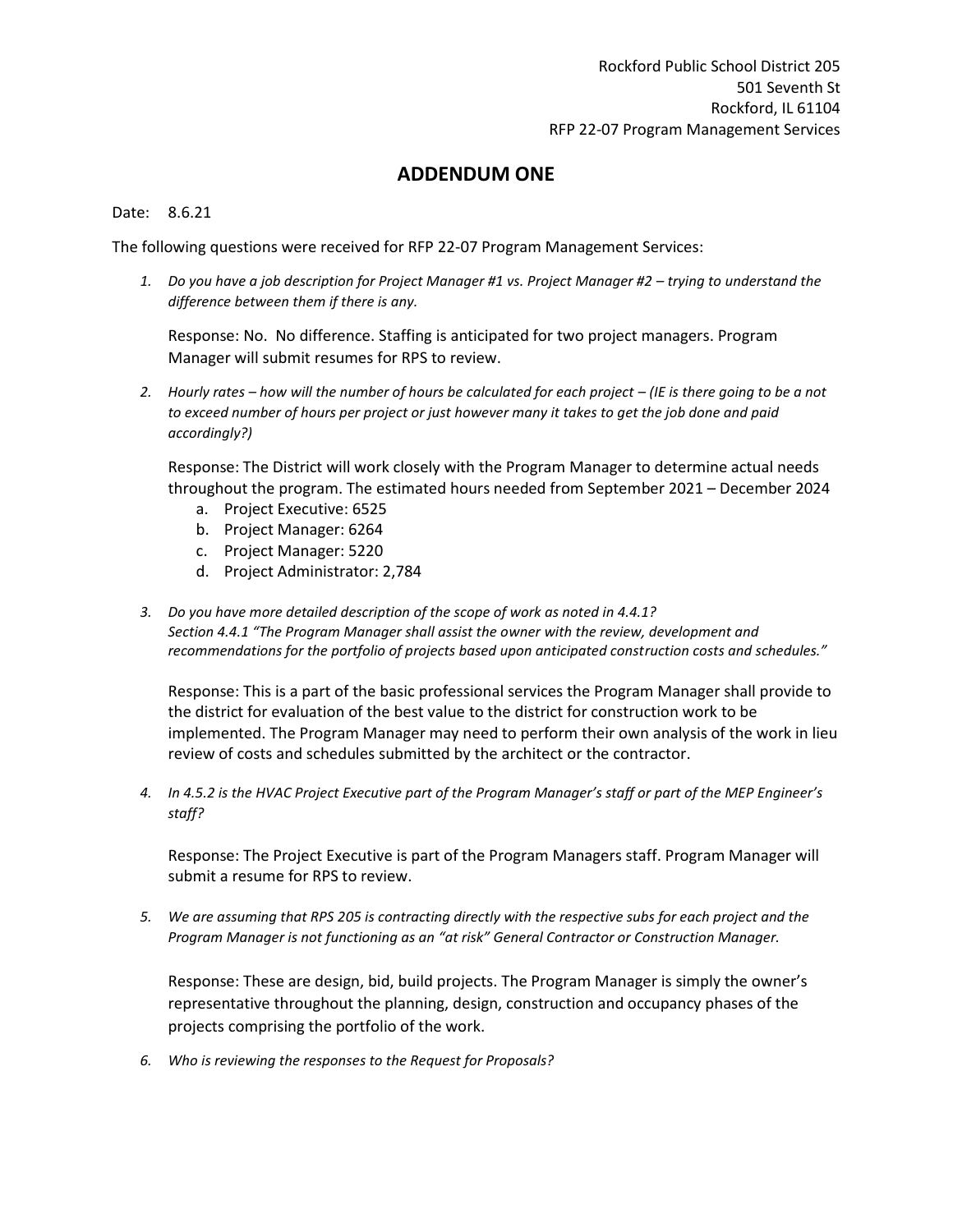Rockford Public School District 205
501 Seventh St
Rockford, IL 61104
RFP 22-07 Program Management Services

# ADDENDUM ONE

Date: 8.6.21

The following questions were received for RFP 22-07 Program Management Services:

1. *Do you have a job description for Project Manager #1 vs. Project Manager #2 – trying to understand the difference between them if there is any.*

   Response: No. No difference. Staffing is anticipated for two project managers. Program Manager will submit resumes for RPS to review.

2. *Hourly rates – how will the number of hours be calculated for each project – (IE is there going to be a not to exceed number of hours per project or just however many it takes to get the job done and paid accordingly?)*

   Response: The District will work closely with the Program Manager to determine actual needs throughout the program. The estimated hours needed from September 2021 – December 2024
   a. Project Executive: 6525
   b. Project Manager: 6264
   c. Project Manager: 5220
   d. Project Administrator: 2,784

3. *Do you have more detailed description of the scope of work as noted in 4.4.1?*
   *Section 4.4.1 "The Program Manager shall assist the owner with the review, development and recommendations for the portfolio of projects based upon anticipated construction costs and schedules."*

   Response: This is a part of the basic professional services the Program Manager shall provide to the district for evaluation of the best value to the district for construction work to be implemented. The Program Manager may need to perform their own analysis of the work in lieu review of costs and schedules submitted by the architect or the contractor.

4. *In 4.5.2 is the HVAC Project Executive part of the Program Manager's staff or part of the MEP Engineer's staff?*

   Response: The Project Executive is part of the Program Managers staff. Program Manager will submit a resume for RPS to review.

5. *We are assuming that RPS 205 is contracting directly with the respective subs for each project and the Program Manager is not functioning as an "at risk" General Contractor or Construction Manager.*

   Response: These are design, bid, build projects. The Program Manager is simply the owner's representative throughout the planning, design, construction and occupancy phases of the projects comprising the portfolio of the work.

6. *Who is reviewing the responses to the Request for Proposals?*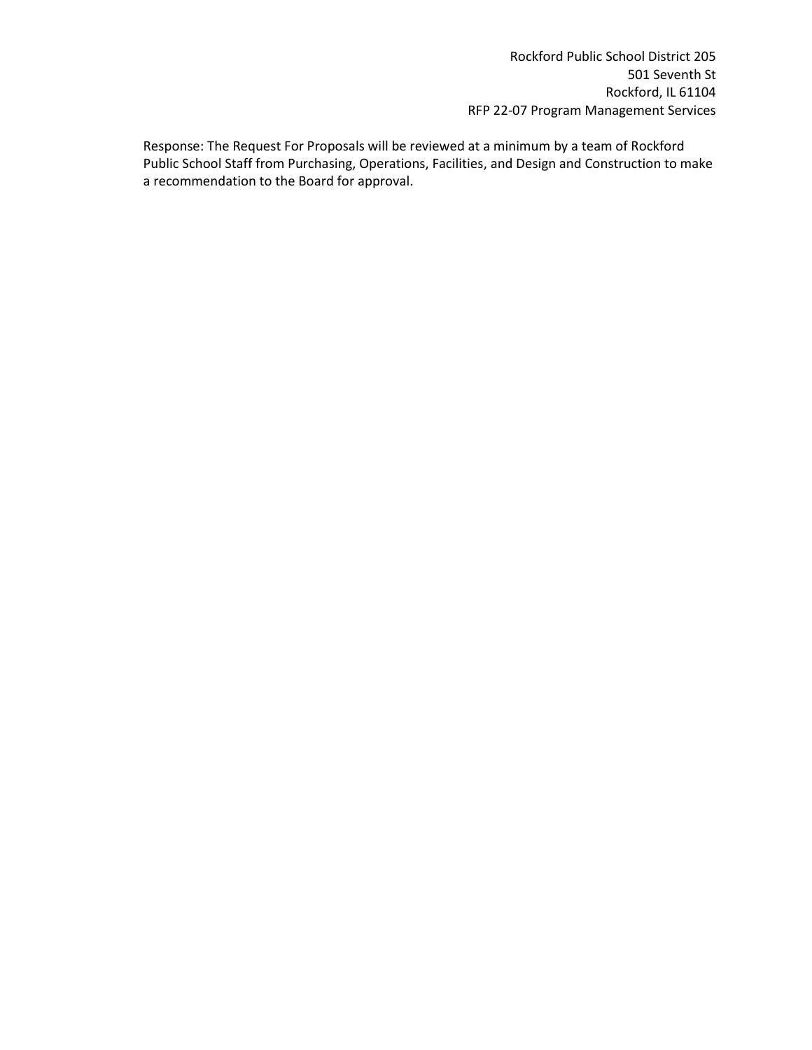Response: The Request For Proposals will be reviewed at a minimum by a team of Rockford Public School Staff from Purchasing, Operations, Facilities, and Design and Construction to make a recommendation to the Board for approval.